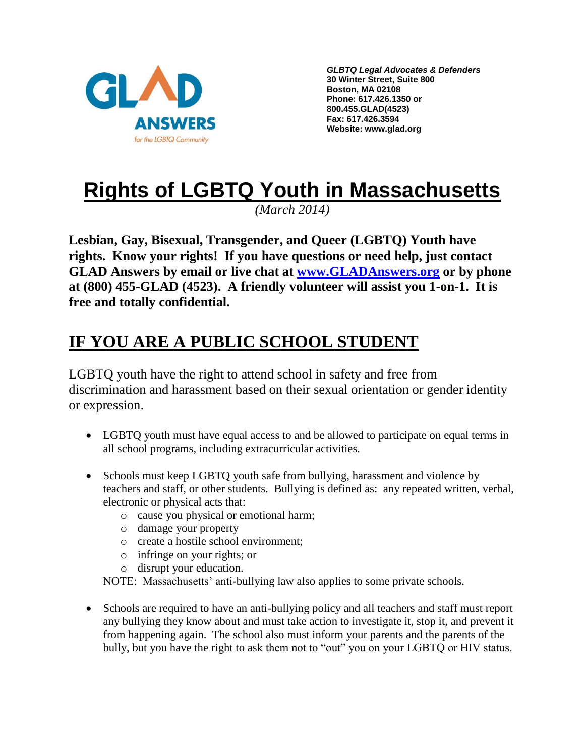GLAD ANSWERS for the LGBTQ Community

*GLBTQ Legal Advocates & Defenders*
**30 Winter Street, Suite 800**
**Boston, MA 02108**
**Phone: 617.426.1350 or 800.455.GLAD(4523)**
**Fax: 617.426.3594**
**Website: www.glad.org**

# Rights of LGBTQ Youth in Massachusetts

*(March 2014)*

**Lesbian, Gay, Bisexual, Transgender, and Queer (LGBTQ) Youth have rights. Know your rights! If you have questions or need help, just contact GLAD Answers by email or live chat at [www.GLADAnswers.org](http://www.GLADAnswers.org) or by phone at (800) 455-GLAD (4523). A friendly volunteer will assist you 1-on-1. It is free and totally confidential.**

## IF YOU ARE A PUBLIC SCHOOL STUDENT

LGBTQ youth have the right to attend school in safety and free from discrimination and harassment based on their sexual orientation or gender identity or expression.

- LGBTQ youth must have equal access to and be allowed to participate on equal terms in all school programs, including extracurricular activities.

- Schools must keep LGBTQ youth safe from bullying, harassment and violence by teachers and staff, or other students. Bullying is defined as: any repeated written, verbal, electronic or physical acts that:
  - cause you physical or emotional harm;
  - damage your property
  - create a hostile school environment;
  - infringe on your rights; or
  - disrupt your education.

  NOTE: Massachusetts' anti-bullying law also applies to some private schools.

- Schools are required to have an anti-bullying policy and all teachers and staff must report any bullying they know about and must take action to investigate it, stop it, and prevent it from happening again. The school also must inform your parents and the parents of the bully, but you have the right to ask them not to "out" you on your LGBTQ or HIV status.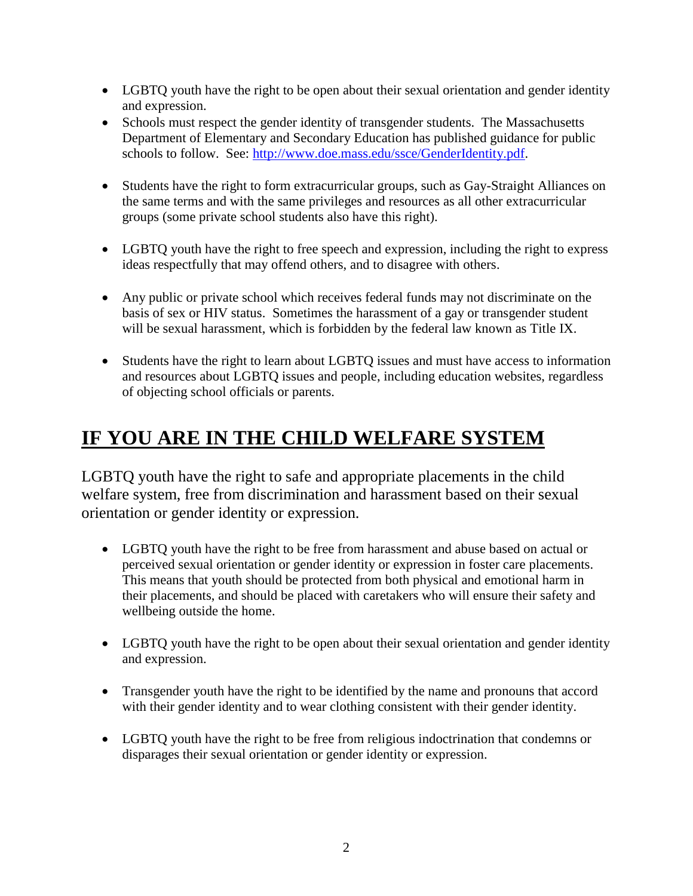- LGBTQ youth have the right to be open about their sexual orientation and gender identity and expression.
- Schools must respect the gender identity of transgender students. The Massachusetts Department of Elementary and Secondary Education has published guidance for public schools to follow. See: [http://www.doe.mass.edu/ssce/GenderIdentity.pdf](http://www.doe.mass.edu/ssce/GenderIdentity.pdf).
- Students have the right to form extracurricular groups, such as Gay-Straight Alliances on the same terms and with the same privileges and resources as all other extracurricular groups (some private school students also have this right).
- LGBTQ youth have the right to free speech and expression, including the right to express ideas respectfully that may offend others, and to disagree with others.
- Any public or private school which receives federal funds may not discriminate on the basis of sex or HIV status. Sometimes the harassment of a gay or transgender student will be sexual harassment, which is forbidden by the federal law known as Title IX.
- Students have the right to learn about LGBTQ issues and must have access to information and resources about LGBTQ issues and people, including education websites, regardless of objecting school officials or parents.

# IF YOU ARE IN THE CHILD WELFARE SYSTEM

LGBTQ youth have the right to safe and appropriate placements in the child welfare system, free from discrimination and harassment based on their sexual orientation or gender identity or expression.

- LGBTQ youth have the right to be free from harassment and abuse based on actual or perceived sexual orientation or gender identity or expression in foster care placements. This means that youth should be protected from both physical and emotional harm in their placements, and should be placed with caretakers who will ensure their safety and wellbeing outside the home.
- LGBTQ youth have the right to be open about their sexual orientation and gender identity and expression.
- Transgender youth have the right to be identified by the name and pronouns that accord with their gender identity and to wear clothing consistent with their gender identity.
- LGBTQ youth have the right to be free from religious indoctrination that condemns or disparages their sexual orientation or gender identity or expression.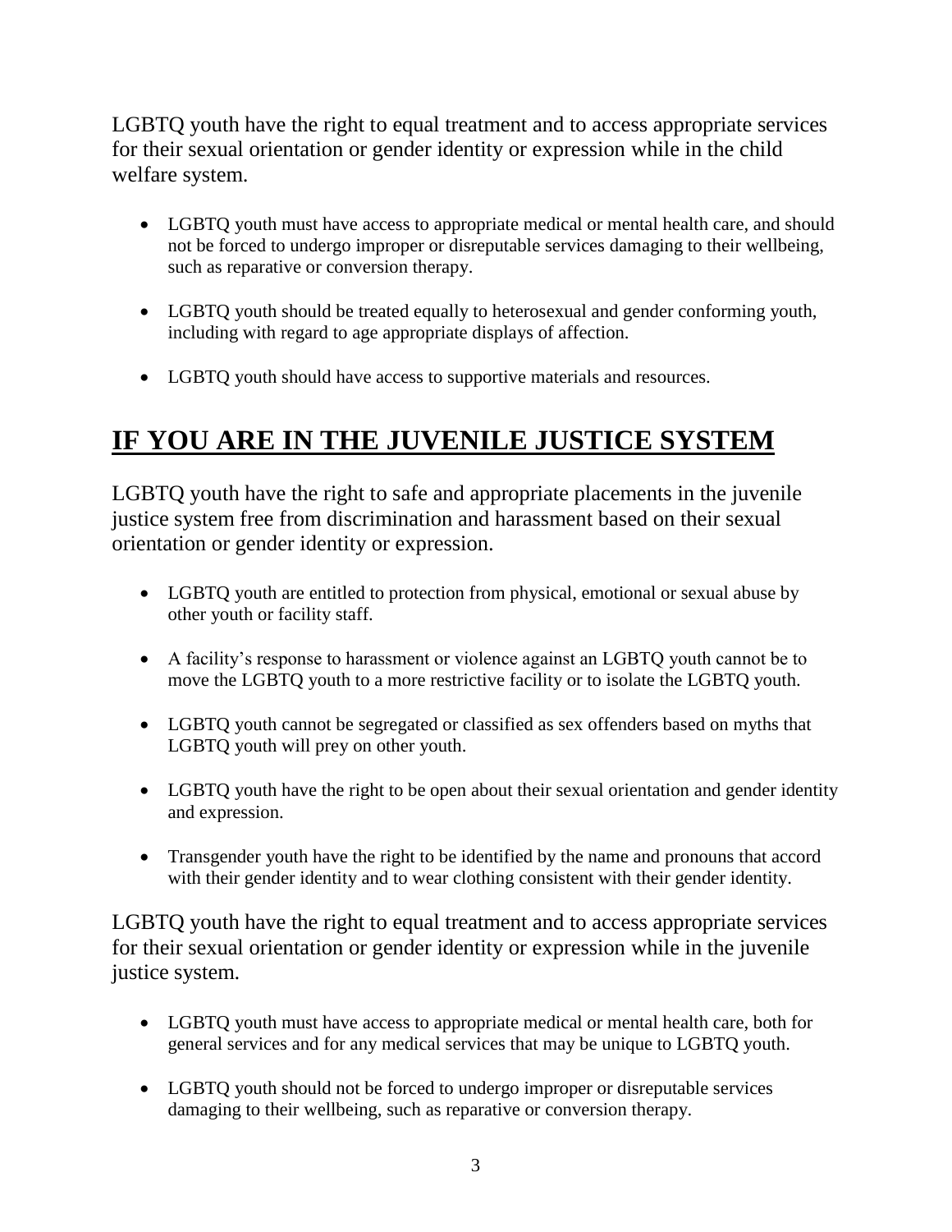LGBTQ youth have the right to equal treatment and to access appropriate services for their sexual orientation or gender identity or expression while in the child welfare system.

- LGBTQ youth must have access to appropriate medical or mental health care, and should not be forced to undergo improper or disreputable services damaging to their wellbeing, such as reparative or conversion therapy.
- LGBTQ youth should be treated equally to heterosexual and gender conforming youth, including with regard to age appropriate displays of affection.
- LGBTQ youth should have access to supportive materials and resources.

## IF YOU ARE IN THE JUVENILE JUSTICE SYSTEM

LGBTQ youth have the right to safe and appropriate placements in the juvenile justice system free from discrimination and harassment based on their sexual orientation or gender identity or expression.

- LGBTQ youth are entitled to protection from physical, emotional or sexual abuse by other youth or facility staff.
- A facility's response to harassment or violence against an LGBTQ youth cannot be to move the LGBTQ youth to a more restrictive facility or to isolate the LGBTQ youth.
- LGBTQ youth cannot be segregated or classified as sex offenders based on myths that LGBTQ youth will prey on other youth.
- LGBTQ youth have the right to be open about their sexual orientation and gender identity and expression.
- Transgender youth have the right to be identified by the name and pronouns that accord with their gender identity and to wear clothing consistent with their gender identity.

LGBTQ youth have the right to equal treatment and to access appropriate services for their sexual orientation or gender identity or expression while in the juvenile justice system.

- LGBTQ youth must have access to appropriate medical or mental health care, both for general services and for any medical services that may be unique to LGBTQ youth.
- LGBTQ youth should not be forced to undergo improper or disreputable services damaging to their wellbeing, such as reparative or conversion therapy.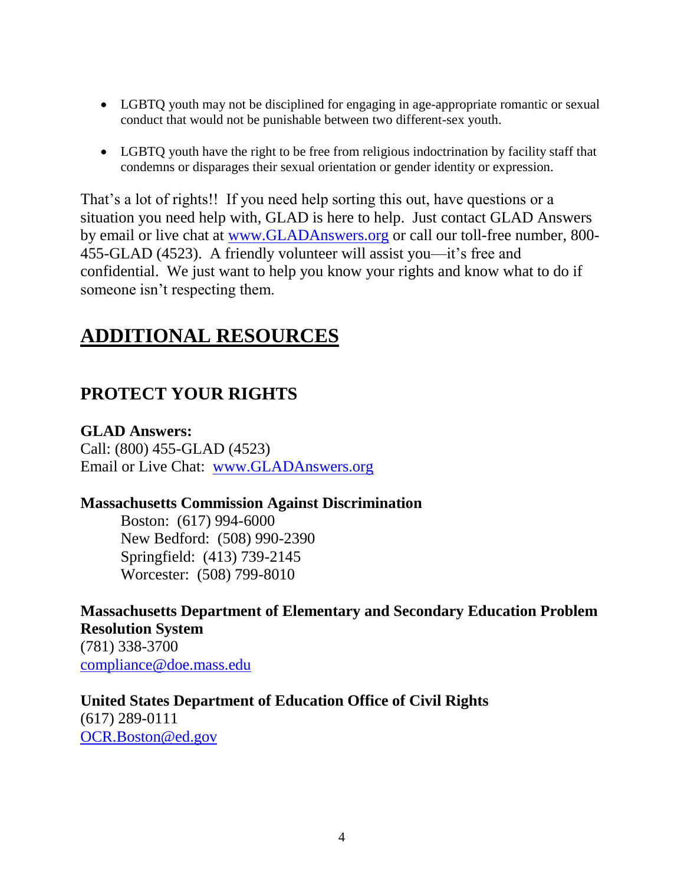- LGBTQ youth may not be disciplined for engaging in age-appropriate romantic or sexual conduct that would not be punishable between two different-sex youth.

- LGBTQ youth have the right to be free from religious indoctrination by facility staff that condemns or disparages their sexual orientation or gender identity or expression.

That's a lot of rights!! If you need help sorting this out, have questions or a situation you need help with, GLAD is here to help. Just contact GLAD Answers by email or live chat at www.GLADAnswers.org or call our toll-free number, 800-455-GLAD (4523). A friendly volunteer will assist you—it's free and confidential. We just want to help you know your rights and know what to do if someone isn't respecting them.

# ADDITIONAL RESOURCES

## PROTECT YOUR RIGHTS

**GLAD Answers:**
Call: (800) 455-GLAD (4523)
Email or Live Chat: www.GLADAnswers.org

**Massachusetts Commission Against Discrimination**

Boston: (617) 994-6000
New Bedford: (508) 990-2390
Springfield: (413) 739-2145
Worcester: (508) 799-8010

**Massachusetts Department of Elementary and Secondary Education Problem Resolution System**
(781) 338-3700
compliance@doe.mass.edu

**United States Department of Education Office of Civil Rights**
(617) 289-0111
OCR.Boston@ed.gov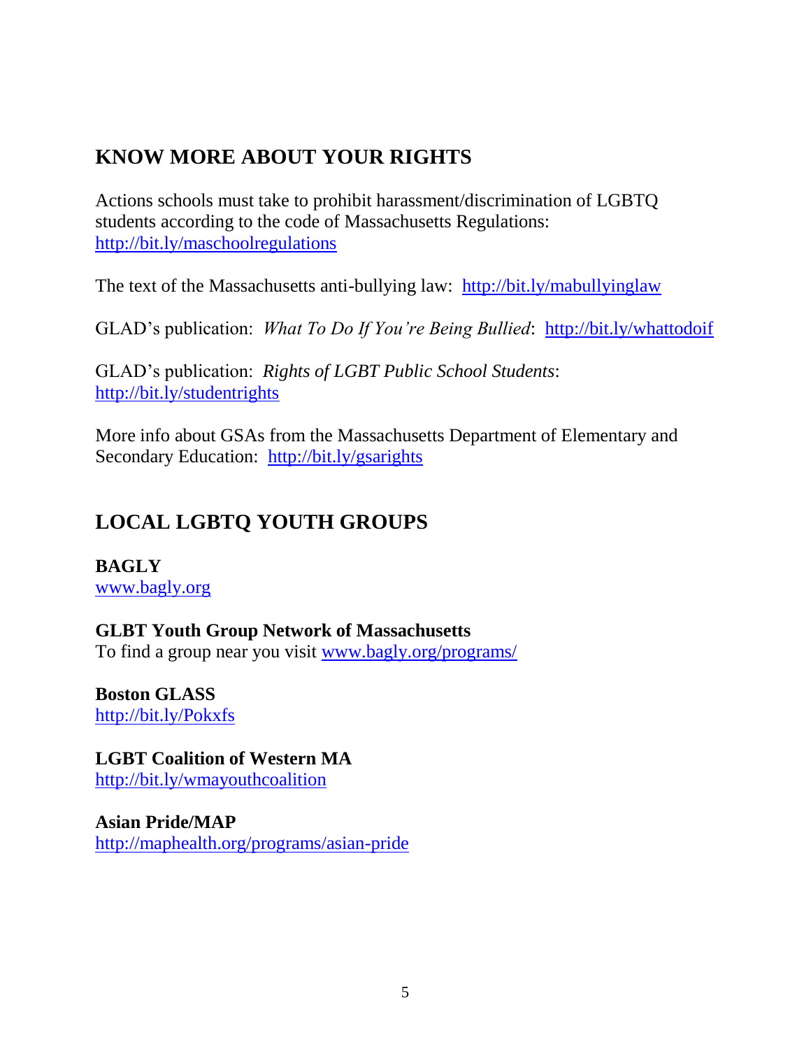## KNOW MORE ABOUT YOUR RIGHTS

Actions schools must take to prohibit harassment/discrimination of LGBTQ students according to the code of Massachusetts Regulations: http://bit.ly/maschoolregulations

The text of the Massachusetts anti-bullying law: http://bit.ly/mabullyinglaw

GLAD's publication: *What To Do If You're Being Bullied*: http://bit.ly/whattodoif

GLAD's publication: *Rights of LGBT Public School Students*: http://bit.ly/studentrights

More info about GSAs from the Massachusetts Department of Elementary and Secondary Education: http://bit.ly/gsarights

## LOCAL LGBTQ YOUTH GROUPS

**BAGLY**
www.bagly.org

**GLBT Youth Group Network of Massachusetts**
To find a group near you visit www.bagly.org/programs/

**Boston GLASS**
http://bit.ly/Pokxfs

**LGBT Coalition of Western MA**
http://bit.ly/wmayouthcoalition

**Asian Pride/MAP**
http://maphealth.org/programs/asian-pride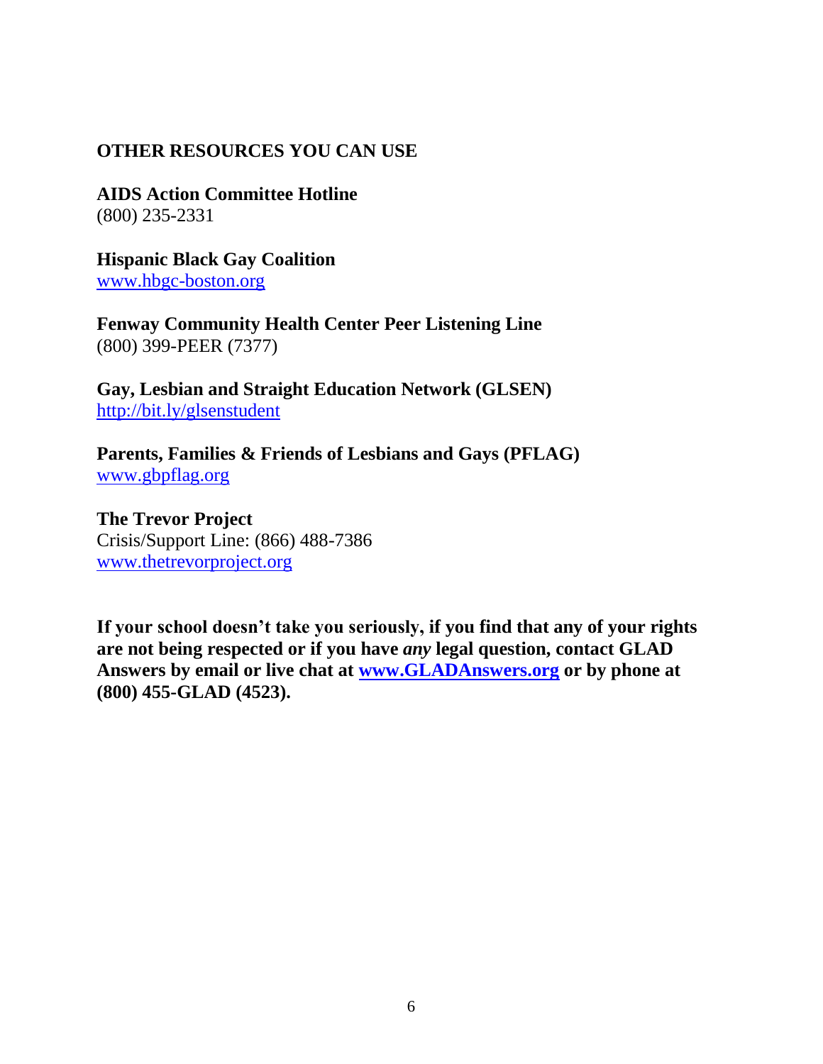## OTHER RESOURCES YOU CAN USE

**AIDS Action Committee Hotline**
(800) 235-2331

**Hispanic Black Gay Coalition**
www.hbgc-boston.org

**Fenway Community Health Center Peer Listening Line**
(800) 399-PEER (7377)

**Gay, Lesbian and Straight Education Network (GLSEN)**
http://bit.ly/glsenstudent

**Parents, Families & Friends of Lesbians and Gays (PFLAG)**
www.gbpflag.org

**The Trevor Project**
Crisis/Support Line: (866) 488-7386
www.thetrevorproject.org

**If your school doesn't take you seriously, if you find that any of your rights are not being respected or if you have *any* legal question, contact GLAD Answers by email or live chat at www.GLADAnswers.org or by phone at (800) 455-GLAD (4523).**